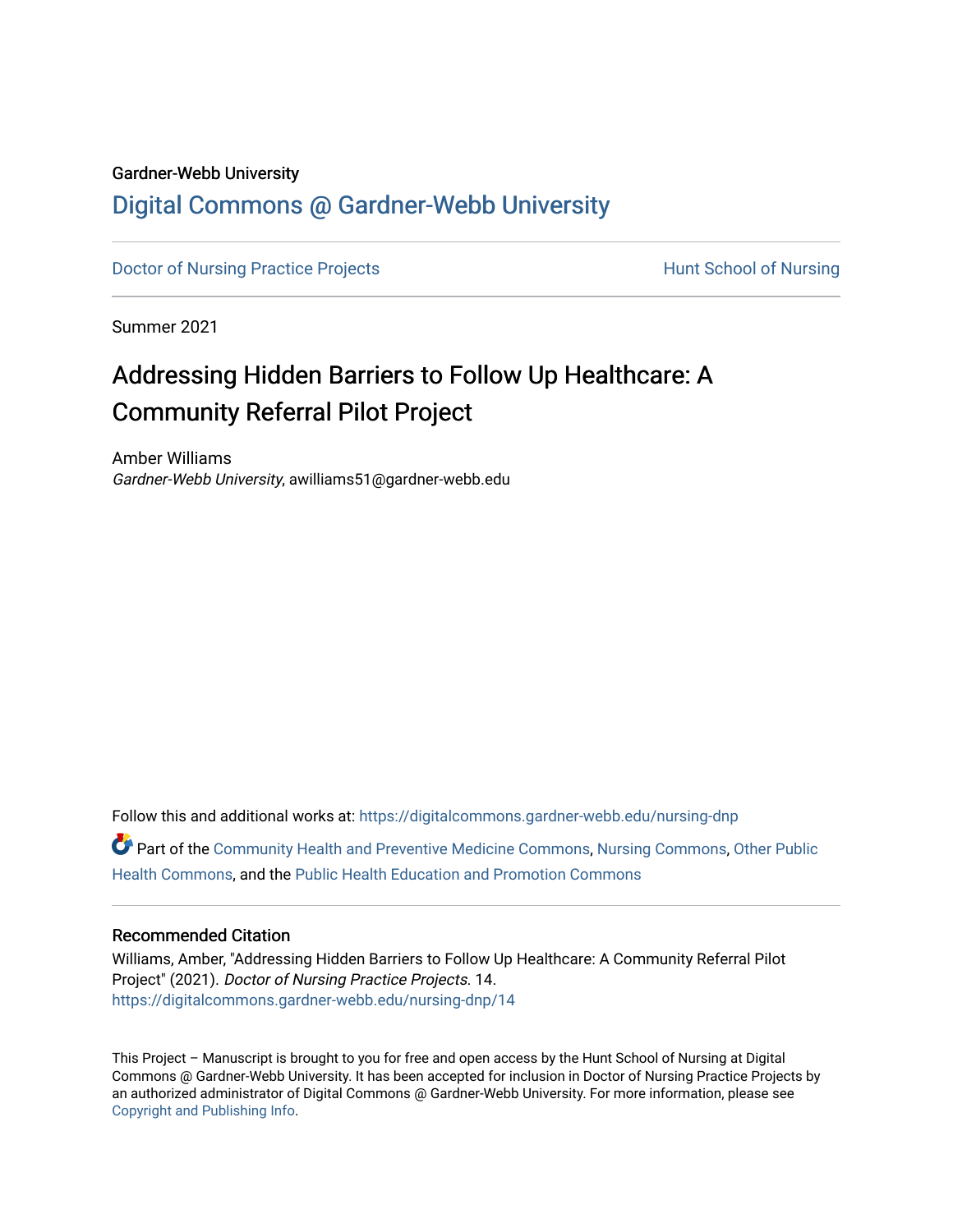Gardner-Webb University

# Digital Commons @ Gardner-Webb University

Doctor of Nursing Practice Projects

Hunt School of Nursing

Summer 2021

## Addressing Hidden Barriers to Follow Up Healthcare: A Community Referral Pilot Project

Amber Williams
*Gardner-Webb University*, awilliams51@gardner-webb.edu

Follow this and additional works at: https://digitalcommons.gardner-webb.edu/nursing-dnp

Part of the Community Health and Preventive Medicine Commons, Nursing Commons, Other Public Health Commons, and the Public Health Education and Promotion Commons

### Recommended Citation

Williams, Amber, "Addressing Hidden Barriers to Follow Up Healthcare: A Community Referral Pilot Project" (2021). *Doctor of Nursing Practice Projects*. 14.
https://digitalcommons.gardner-webb.edu/nursing-dnp/14

This Project – Manuscript is brought to you for free and open access by the Hunt School of Nursing at Digital Commons @ Gardner-Webb University. It has been accepted for inclusion in Doctor of Nursing Practice Projects by an authorized administrator of Digital Commons @ Gardner-Webb University. For more information, please see Copyright and Publishing Info.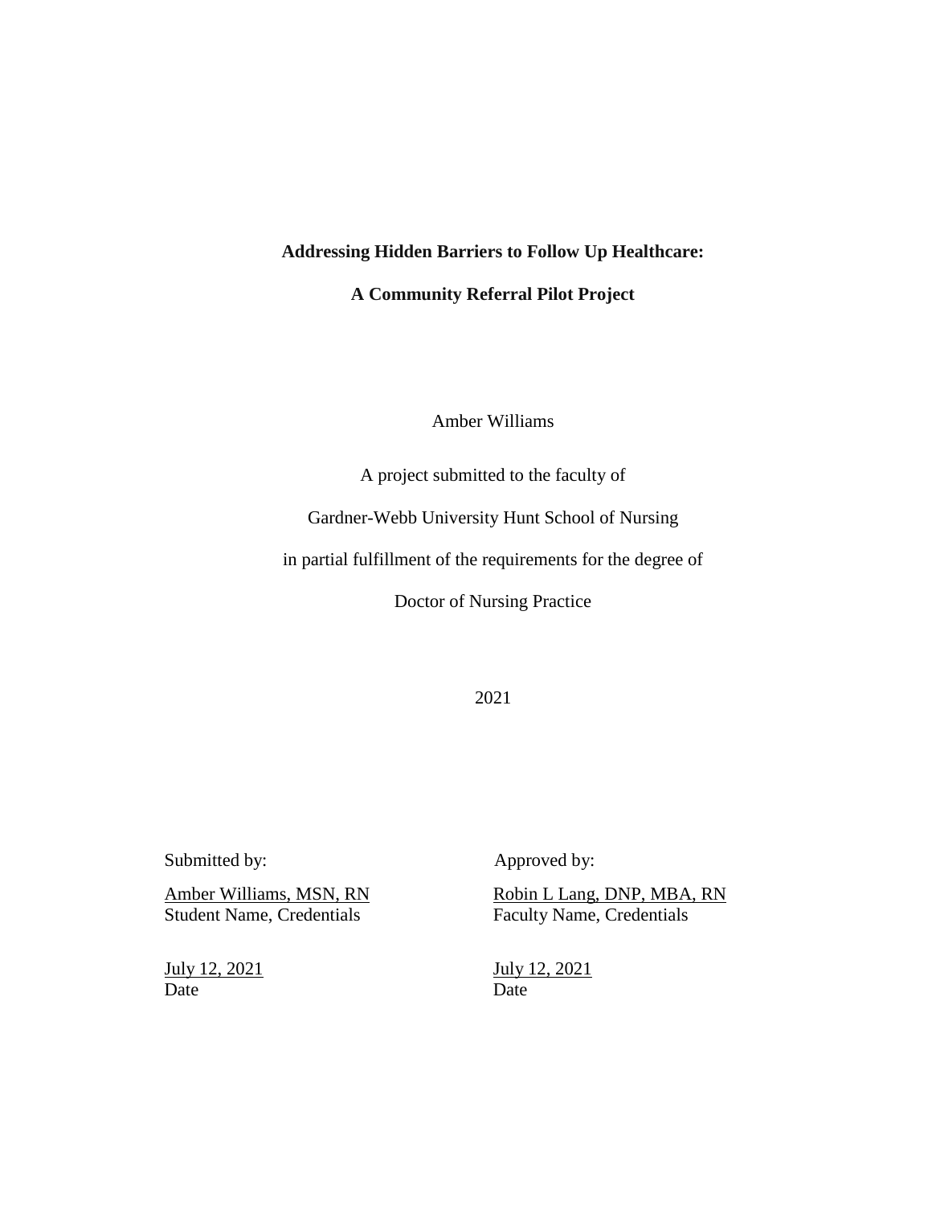**Addressing Hidden Barriers to Follow Up Healthcare:**

**A Community Referral Pilot Project**

Amber Williams

A project submitted to the faculty of

Gardner-Webb University Hunt School of Nursing

in partial fulfillment of the requirements for the degree of

Doctor of Nursing Practice

2021

| Submitted by: | Approved by: |
|---|---|
| Amber Williams, MSN, RN | Robin L Lang, DNP, MBA, RN |
| Student Name, Credentials | Faculty Name, Credentials |
| July 12, 2021 | July 12, 2021 |
| Date | Date |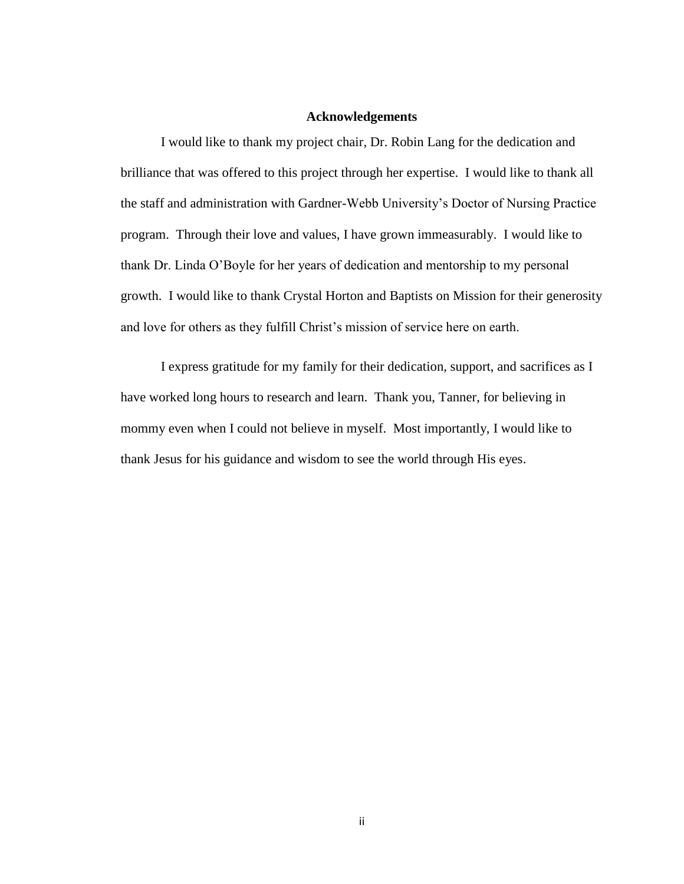## Acknowledgements

I would like to thank my project chair, Dr. Robin Lang for the dedication and brilliance that was offered to this project through her expertise. I would like to thank all the staff and administration with Gardner-Webb University's Doctor of Nursing Practice program. Through their love and values, I have grown immeasurably. I would like to thank Dr. Linda O'Boyle for her years of dedication and mentorship to my personal growth. I would like to thank Crystal Horton and Baptists on Mission for their generosity and love for others as they fulfill Christ's mission of service here on earth.

I express gratitude for my family for their dedication, support, and sacrifices as I have worked long hours to research and learn. Thank you, Tanner, for believing in mommy even when I could not believe in myself. Most importantly, I would like to thank Jesus for his guidance and wisdom to see the world through His eyes.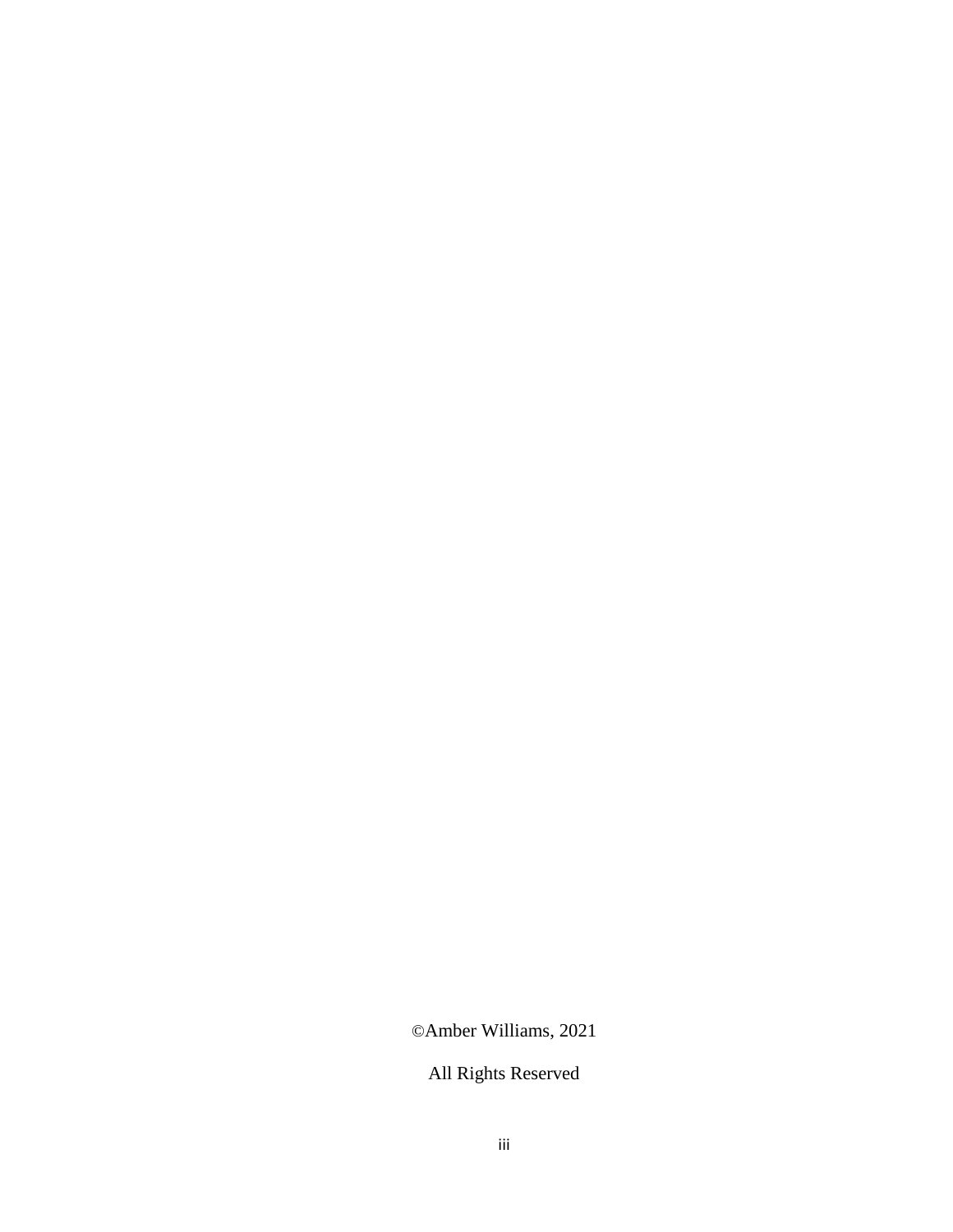©Amber Williams, 2021

All Rights Reserved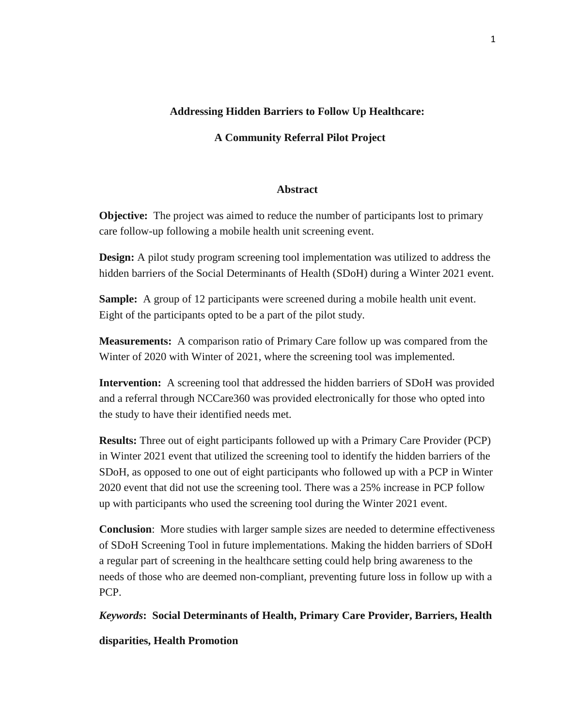**Addressing Hidden Barriers to Follow Up Healthcare:**

**A Community Referral Pilot Project**

## Abstract

**Objective:** The project was aimed to reduce the number of participants lost to primary care follow-up following a mobile health unit screening event.

**Design:** A pilot study program screening tool implementation was utilized to address the hidden barriers of the Social Determinants of Health (SDoH) during a Winter 2021 event.

**Sample:** A group of 12 participants were screened during a mobile health unit event. Eight of the participants opted to be a part of the pilot study.

**Measurements:** A comparison ratio of Primary Care follow up was compared from the Winter of 2020 with Winter of 2021, where the screening tool was implemented.

**Intervention:** A screening tool that addressed the hidden barriers of SDoH was provided and a referral through NCCare360 was provided electronically for those who opted into the study to have their identified needs met.

**Results:** Three out of eight participants followed up with a Primary Care Provider (PCP) in Winter 2021 event that utilized the screening tool to identify the hidden barriers of the SDoH, as opposed to one out of eight participants who followed up with a PCP in Winter 2020 event that did not use the screening tool. There was a 25% increase in PCP follow up with participants who used the screening tool during the Winter 2021 event.

**Conclusion**: More studies with larger sample sizes are needed to determine effectiveness of SDoH Screening Tool in future implementations. Making the hidden barriers of SDoH a regular part of screening in the healthcare setting could help bring awareness to the needs of those who are deemed non-compliant, preventing future loss in follow up with a PCP.

***Keywords*: Social Determinants of Health, Primary Care Provider, Barriers, Health disparities, Health Promotion**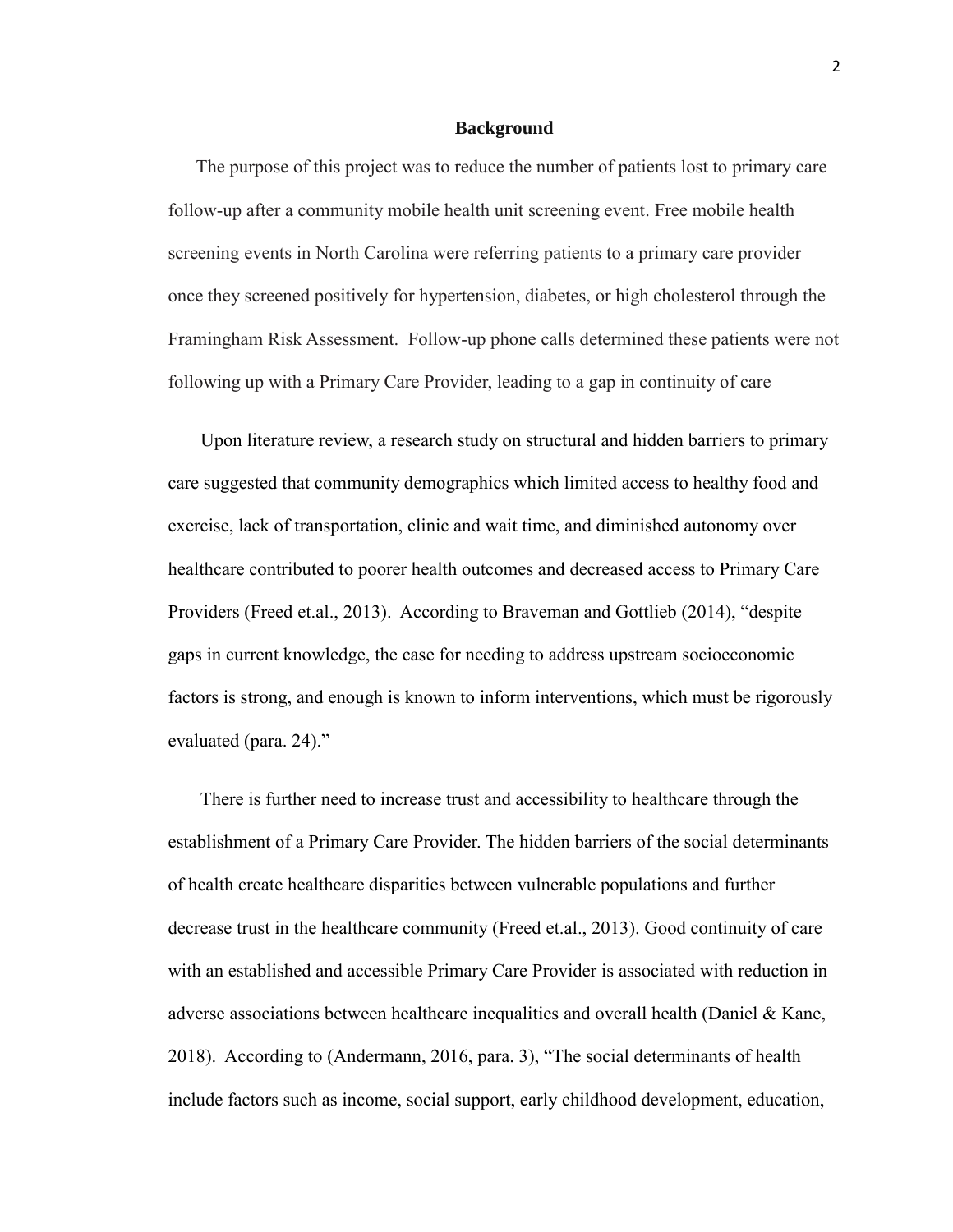**Background**

The purpose of this project was to reduce the number of patients lost to primary care follow-up after a community mobile health unit screening event. Free mobile health screening events in North Carolina were referring patients to a primary care provider once they screened positively for hypertension, diabetes, or high cholesterol through the Framingham Risk Assessment. Follow-up phone calls determined these patients were not following up with a Primary Care Provider, leading to a gap in continuity of care

Upon literature review, a research study on structural and hidden barriers to primary care suggested that community demographics which limited access to healthy food and exercise, lack of transportation, clinic and wait time, and diminished autonomy over healthcare contributed to poorer health outcomes and decreased access to Primary Care Providers (Freed et.al., 2013). According to Braveman and Gottlieb (2014), "despite gaps in current knowledge, the case for needing to address upstream socioeconomic factors is strong, and enough is known to inform interventions, which must be rigorously evaluated (para. 24)."

There is further need to increase trust and accessibility to healthcare through the establishment of a Primary Care Provider. The hidden barriers of the social determinants of health create healthcare disparities between vulnerable populations and further decrease trust in the healthcare community (Freed et.al., 2013). Good continuity of care with an established and accessible Primary Care Provider is associated with reduction in adverse associations between healthcare inequalities and overall health (Daniel & Kane, 2018). According to (Andermann, 2016, para. 3), "The social determinants of health include factors such as income, social support, early childhood development, education,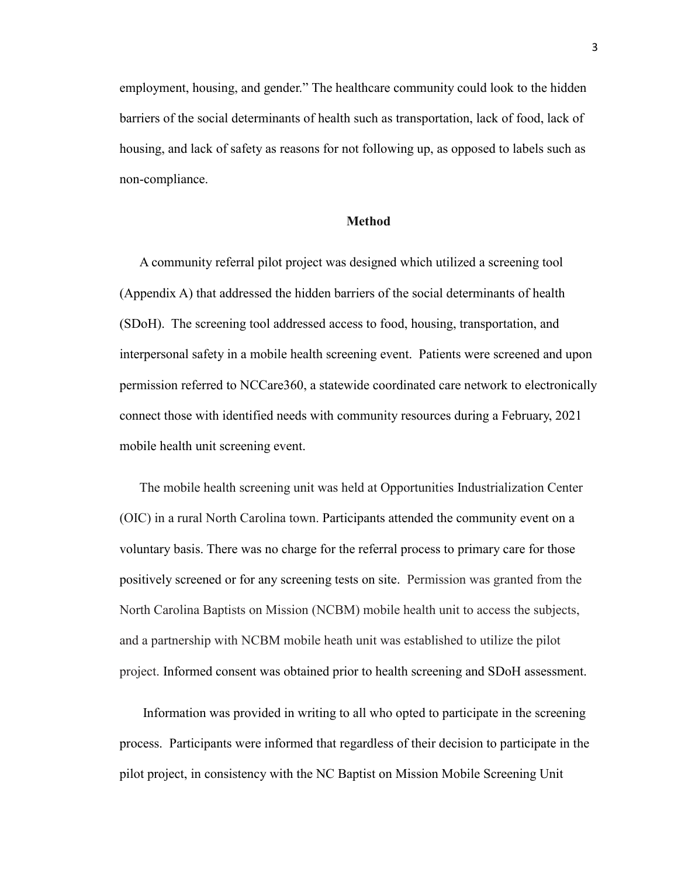employment, housing, and gender." The healthcare community could look to the hidden barriers of the social determinants of health such as transportation, lack of food, lack of housing, and lack of safety as reasons for not following up, as opposed to labels such as non-compliance.

## Method

A community referral pilot project was designed which utilized a screening tool (Appendix A) that addressed the hidden barriers of the social determinants of health (SDoH). The screening tool addressed access to food, housing, transportation, and interpersonal safety in a mobile health screening event. Patients were screened and upon permission referred to NCCare360, a statewide coordinated care network to electronically connect those with identified needs with community resources during a February, 2021 mobile health unit screening event.

The mobile health screening unit was held at Opportunities Industrialization Center (OIC) in a rural North Carolina town. Participants attended the community event on a voluntary basis. There was no charge for the referral process to primary care for those positively screened or for any screening tests on site. Permission was granted from the North Carolina Baptists on Mission (NCBM) mobile health unit to access the subjects, and a partnership with NCBM mobile heath unit was established to utilize the pilot project. Informed consent was obtained prior to health screening and SDoH assessment.

Information was provided in writing to all who opted to participate in the screening process. Participants were informed that regardless of their decision to participate in the pilot project, in consistency with the NC Baptist on Mission Mobile Screening Unit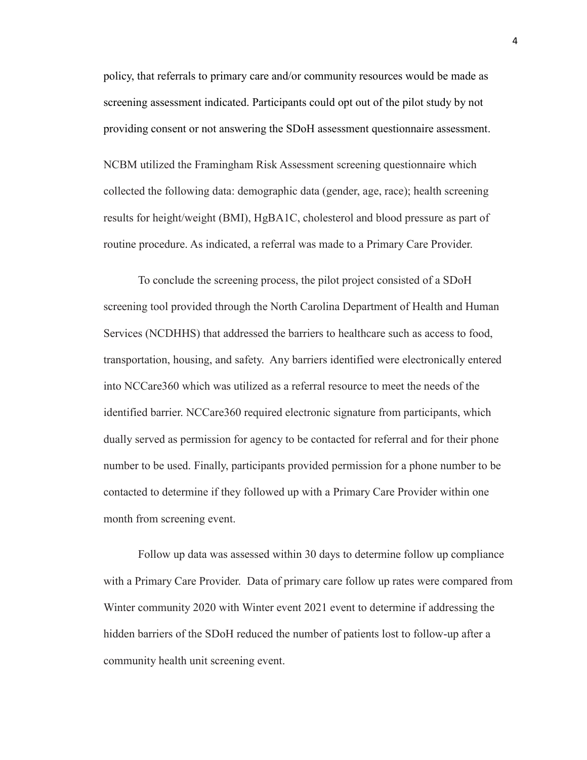policy, that referrals to primary care and/or community resources would be made as screening assessment indicated. Participants could opt out of the pilot study by not providing consent or not answering the SDoH assessment questionnaire assessment.

NCBM utilized the Framingham Risk Assessment screening questionnaire which collected the following data: demographic data (gender, age, race); health screening results for height/weight (BMI), HgBA1C, cholesterol and blood pressure as part of routine procedure. As indicated, a referral was made to a Primary Care Provider.

To conclude the screening process, the pilot project consisted of a SDoH screening tool provided through the North Carolina Department of Health and Human Services (NCDHHS) that addressed the barriers to healthcare such as access to food, transportation, housing, and safety. Any barriers identified were electronically entered into NCCare360 which was utilized as a referral resource to meet the needs of the identified barrier. NCCare360 required electronic signature from participants, which dually served as permission for agency to be contacted for referral and for their phone number to be used. Finally, participants provided permission for a phone number to be contacted to determine if they followed up with a Primary Care Provider within one month from screening event.

Follow up data was assessed within 30 days to determine follow up compliance with a Primary Care Provider. Data of primary care follow up rates were compared from Winter community 2020 with Winter event 2021 event to determine if addressing the hidden barriers of the SDoH reduced the number of patients lost to follow-up after a community health unit screening event.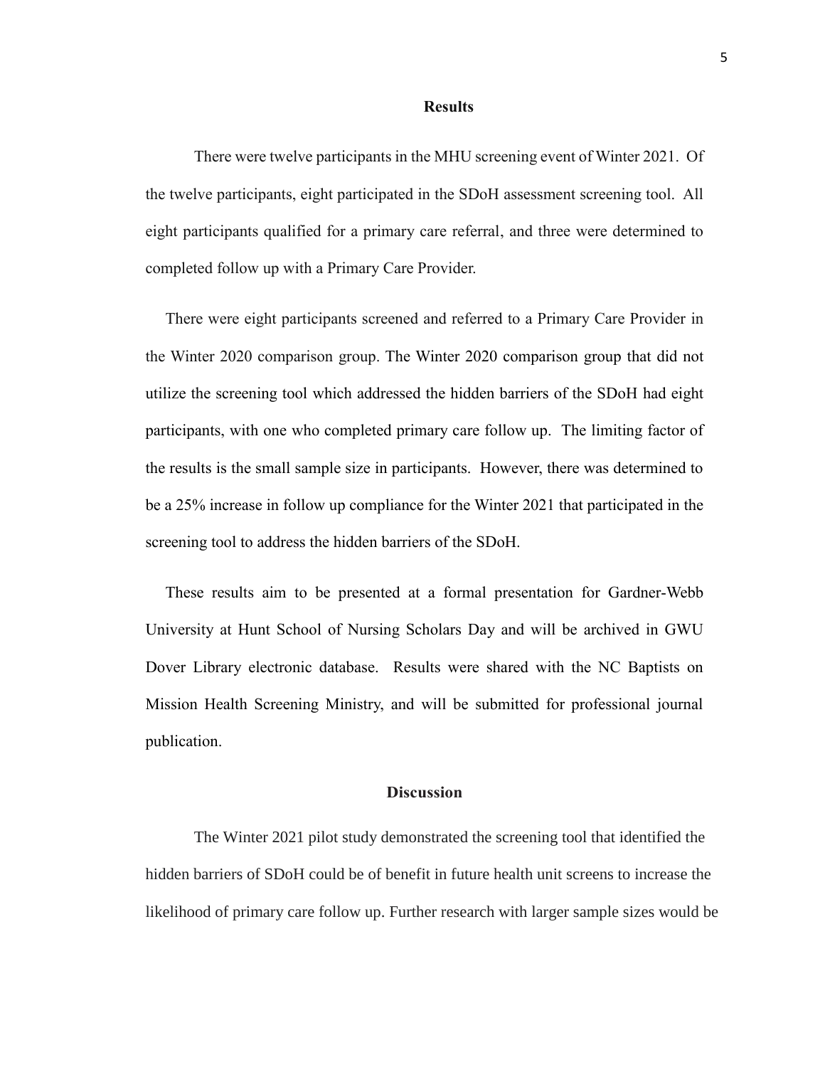## Results

There were twelve participants in the MHU screening event of Winter 2021. Of the twelve participants, eight participated in the SDoH assessment screening tool. All eight participants qualified for a primary care referral, and three were determined to completed follow up with a Primary Care Provider.

There were eight participants screened and referred to a Primary Care Provider in the Winter 2020 comparison group. The Winter 2020 comparison group that did not utilize the screening tool which addressed the hidden barriers of the SDoH had eight participants, with one who completed primary care follow up. The limiting factor of the results is the small sample size in participants. However, there was determined to be a 25% increase in follow up compliance for the Winter 2021 that participated in the screening tool to address the hidden barriers of the SDoH.

These results aim to be presented at a formal presentation for Gardner-Webb University at Hunt School of Nursing Scholars Day and will be archived in GWU Dover Library electronic database. Results were shared with the NC Baptists on Mission Health Screening Ministry, and will be submitted for professional journal publication.

## Discussion

The Winter 2021 pilot study demonstrated the screening tool that identified the hidden barriers of SDoH could be of benefit in future health unit screens to increase the likelihood of primary care follow up. Further research with larger sample sizes would be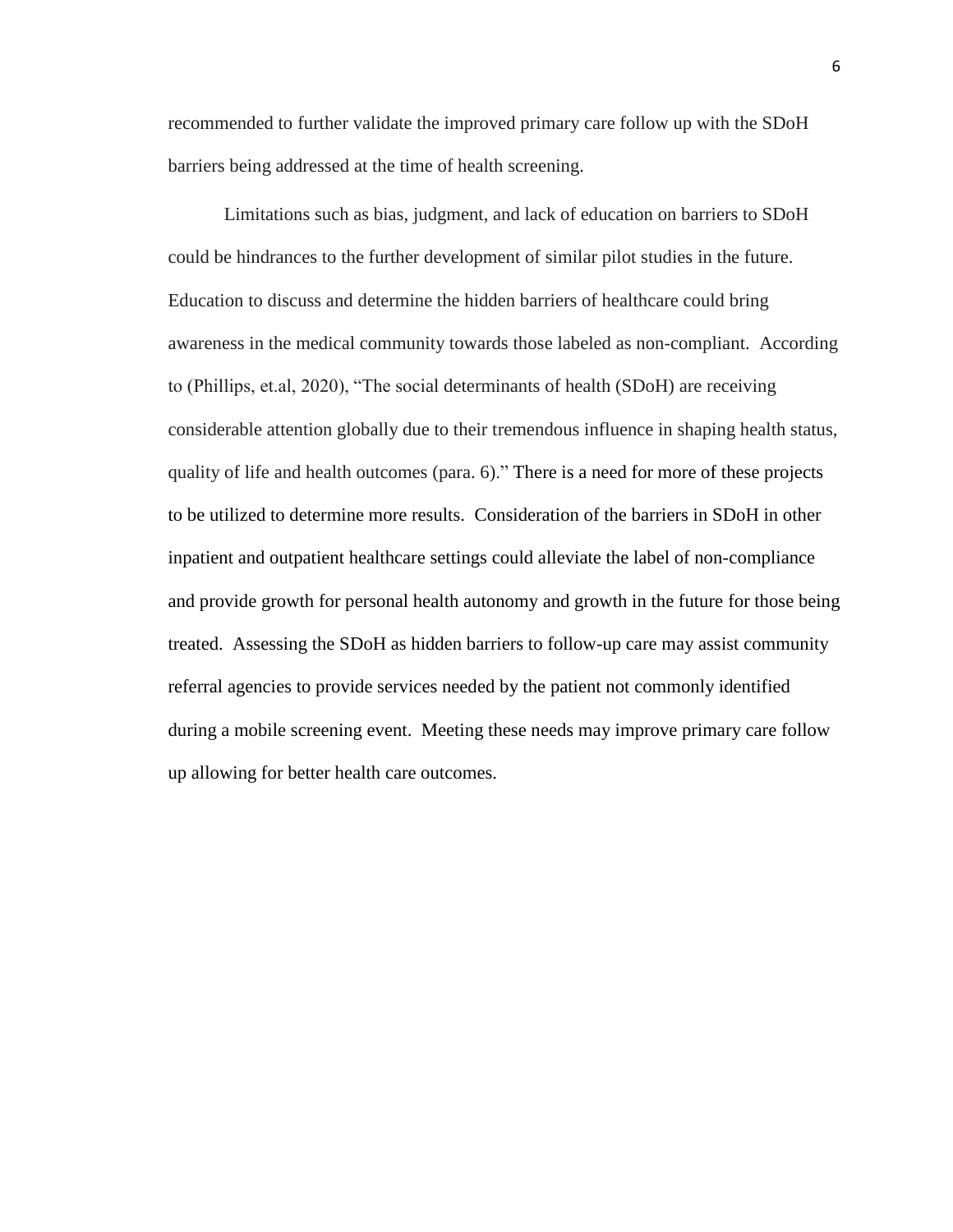recommended to further validate the improved primary care follow up with the SDoH barriers being addressed at the time of health screening.

Limitations such as bias, judgment, and lack of education on barriers to SDoH could be hindrances to the further development of similar pilot studies in the future. Education to discuss and determine the hidden barriers of healthcare could bring awareness in the medical community towards those labeled as non-compliant. According to (Phillips, et.al, 2020), "The social determinants of health (SDoH) are receiving considerable attention globally due to their tremendous influence in shaping health status, quality of life and health outcomes (para. 6)." There is a need for more of these projects to be utilized to determine more results. Consideration of the barriers in SDoH in other inpatient and outpatient healthcare settings could alleviate the label of non-compliance and provide growth for personal health autonomy and growth in the future for those being treated. Assessing the SDoH as hidden barriers to follow-up care may assist community referral agencies to provide services needed by the patient not commonly identified during a mobile screening event. Meeting these needs may improve primary care follow up allowing for better health care outcomes.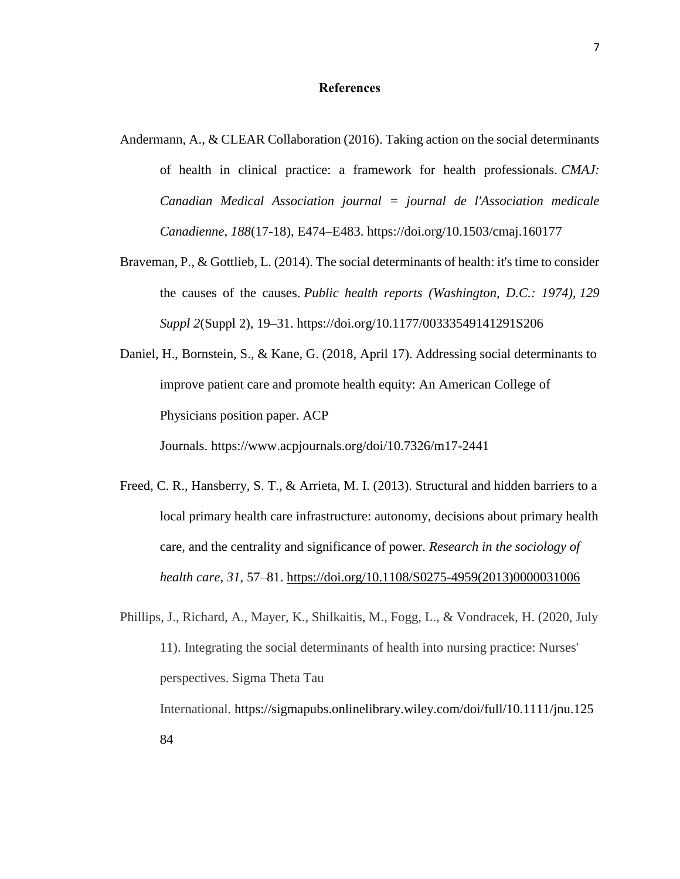# References

Andermann, A., & CLEAR Collaboration (2016). Taking action on the social determinants of health in clinical practice: a framework for health professionals. *CMAJ: Canadian Medical Association journal = journal de l'Association medicale Canadienne*, *188*(17-18), E474–E483. https://doi.org/10.1503/cmaj.160177

Braveman, P., & Gottlieb, L. (2014). The social determinants of health: it's time to consider the causes of the causes. *Public health reports (Washington, D.C.: 1974)*, *129 Suppl 2*(Suppl 2), 19–31. https://doi.org/10.1177/00333549141291S206

Daniel, H., Bornstein, S., & Kane, G. (2018, April 17). Addressing social determinants to improve patient care and promote health equity: An American College of Physicians position paper. ACP Journals. https://www.acpjournals.org/doi/10.7326/m17-2441

Freed, C. R., Hansberry, S. T., & Arrieta, M. I. (2013). Structural and hidden barriers to a local primary health care infrastructure: autonomy, decisions about primary health care, and the centrality and significance of power. *Research in the sociology of health care*, *31*, 57–81. https://doi.org/10.1108/S0275-4959(2013)0000031006

Phillips, J., Richard, A., Mayer, K., Shilkaitis, M., Fogg, L., & Vondracek, H. (2020, July 11). Integrating the social determinants of health into nursing practice: Nurses' perspectives. Sigma Theta Tau International. https://sigmapubs.onlinelibrary.wiley.com/doi/full/10.1111/jnu.12584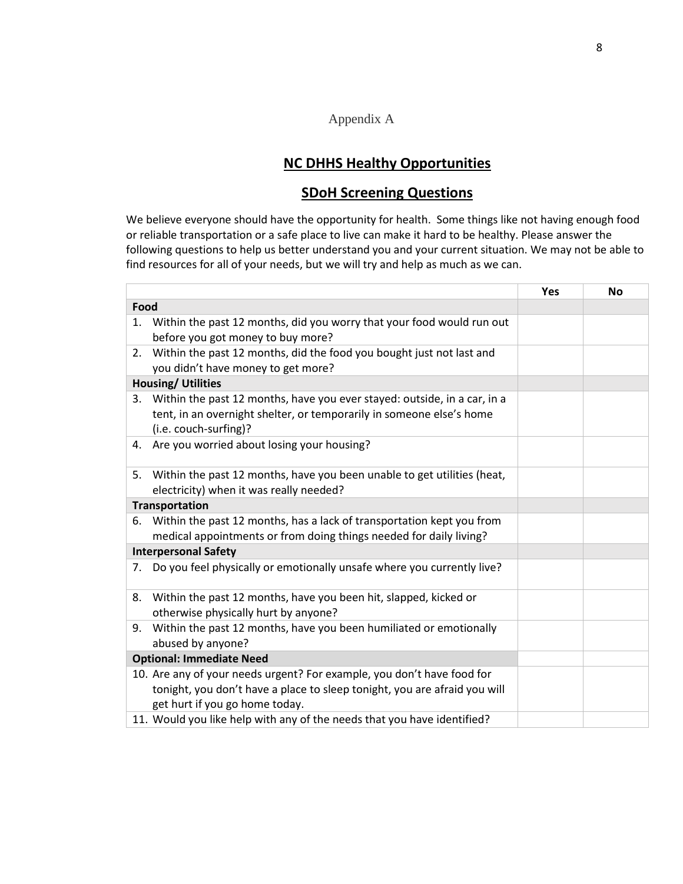Appendix A

## NC DHHS Healthy Opportunities

## SDoH Screening Questions

We believe everyone should have the opportunity for health. Some things like not having enough food or reliable transportation or a safe place to live can make it hard to be healthy. Please answer the following questions to help us better understand you and your current situation. We may not be able to find resources for all of your needs, but we will try and help as much as we can.

| | Yes | No |
|---|---|---|
| **Food** | | |
| 1. Within the past 12 months, did you worry that your food would run out before you got money to buy more? | | |
| 2. Within the past 12 months, did the food you bought just not last and you didn't have money to get more? | | |
| **Housing/ Utilities** | | |
| 3. Within the past 12 months, have you ever stayed: outside, in a car, in a tent, in an overnight shelter, or temporarily in someone else's home (i.e. couch-surfing)? | | |
| 4. Are you worried about losing your housing? | | |
| 5. Within the past 12 months, have you been unable to get utilities (heat, electricity) when it was really needed? | | |
| **Transportation** | | |
| 6. Within the past 12 months, has a lack of transportation kept you from medical appointments or from doing things needed for daily living? | | |
| **Interpersonal Safety** | | |
| 7. Do you feel physically or emotionally unsafe where you currently live? | | |
| 8. Within the past 12 months, have you been hit, slapped, kicked or otherwise physically hurt by anyone? | | |
| 9. Within the past 12 months, have you been humiliated or emotionally abused by anyone? | | |
| **Optional: Immediate Need** | | |
| 10. Are any of your needs urgent? For example, you don't have food for tonight, you don't have a place to sleep tonight, you are afraid you will get hurt if you go home today. | | |
| 11. Would you like help with any of the needs that you have identified? | | |